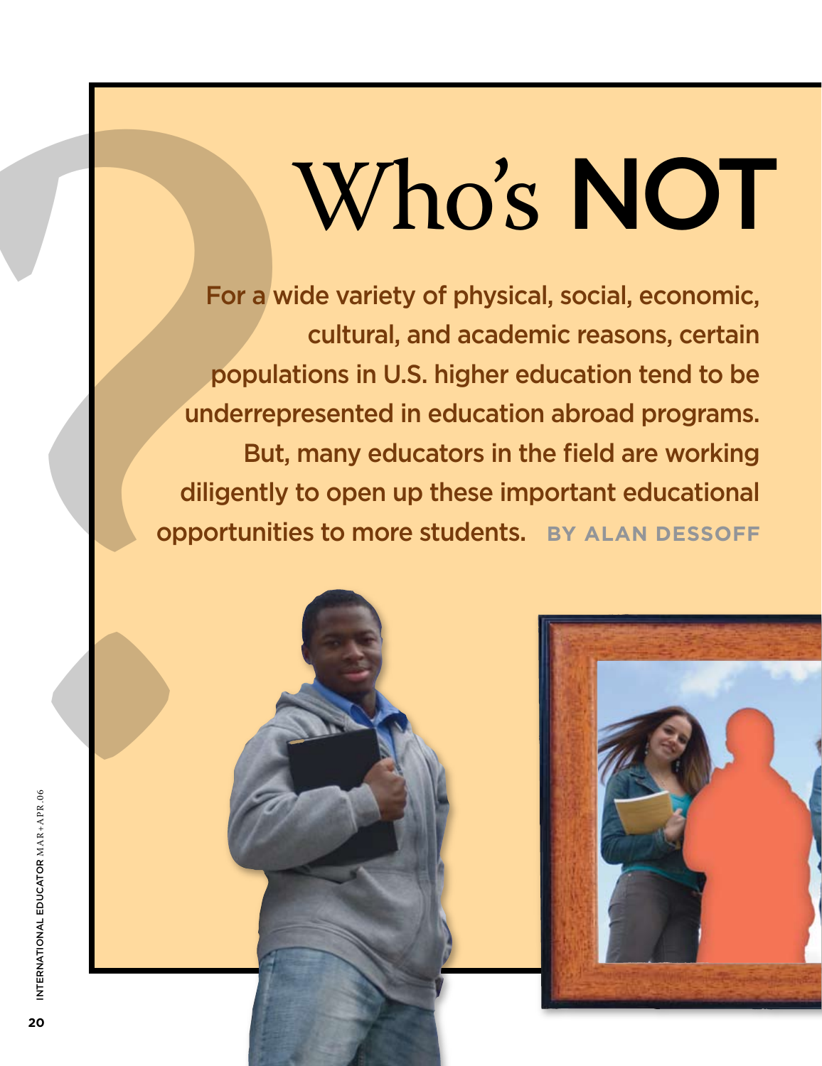# Who's NOT

For a wide variety of physical, social, economic, cultural, and academic reasons, certain populations in U.S. higher education tend to be underrepresented in education abroad programs. But, many educators in the field are working diligently to open up these important educational opportunities to more students.

**BY ALAN DESSOFF**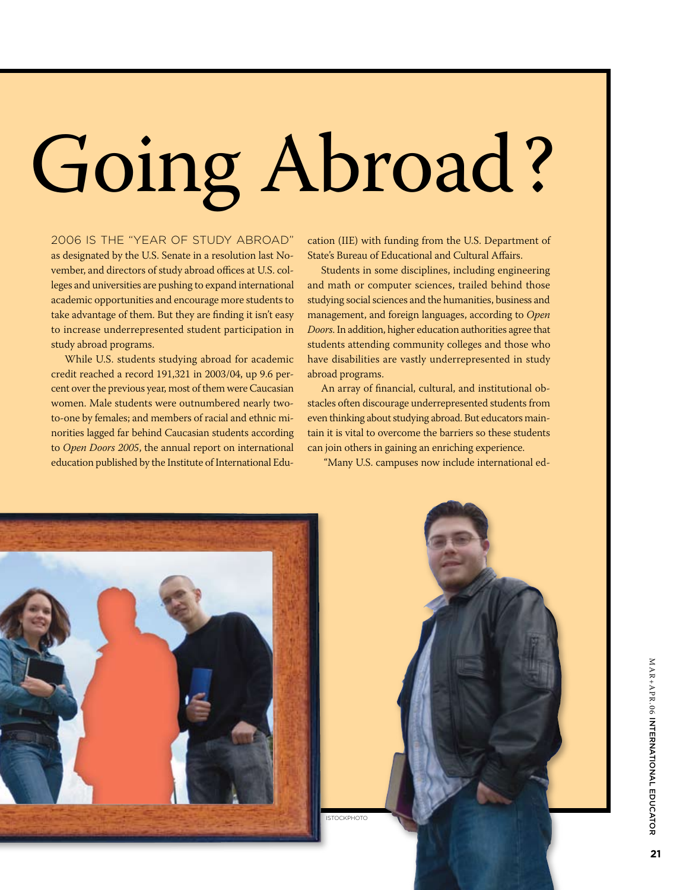# Going Abroad?

2006 IS THE "YEAR OF STUDY ABROAD" as designated by the U.S. Senate in a resolution last November, and directors of study abroad offices at U.S. colleges and universities are pushing to expand international academic opportunities and encourage more students to take advantage of them. But they are finding it isn't easy to increase underrepresented student participation in study abroad programs.

While U.S. students studying abroad for academic credit reached a record 191,321 in 2003/04, up 9.6 percent over the previous year, most of them were Caucasian women. Male students were outnumbered nearly two-to-one by females; and members of racial and ethnic minorities lagged far behind Caucasian students according to *Open Doors 2005*, the annual report on international education published by the Institute of International Education (IIE) with funding from the U.S. Department of State's Bureau of Educational and Cultural Affairs.

Students in some disciplines, including engineering and math or computer sciences, trailed behind those studying social sciences and the humanities, business and management, and foreign languages, according to *Open Doors*. In addition, higher education authorities agree that students attending community colleges and those who have disabilities are vastly underrepresented in study abroad programs.

An array of financial, cultural, and institutional obstacles often discourage underrepresented students from even thinking about studying abroad. But educators maintain it is vital to overcome the barriers so these students can join others in gaining an enriching experience.

"Many U.S. campuses now include international ed-

ISTOCKPHOTO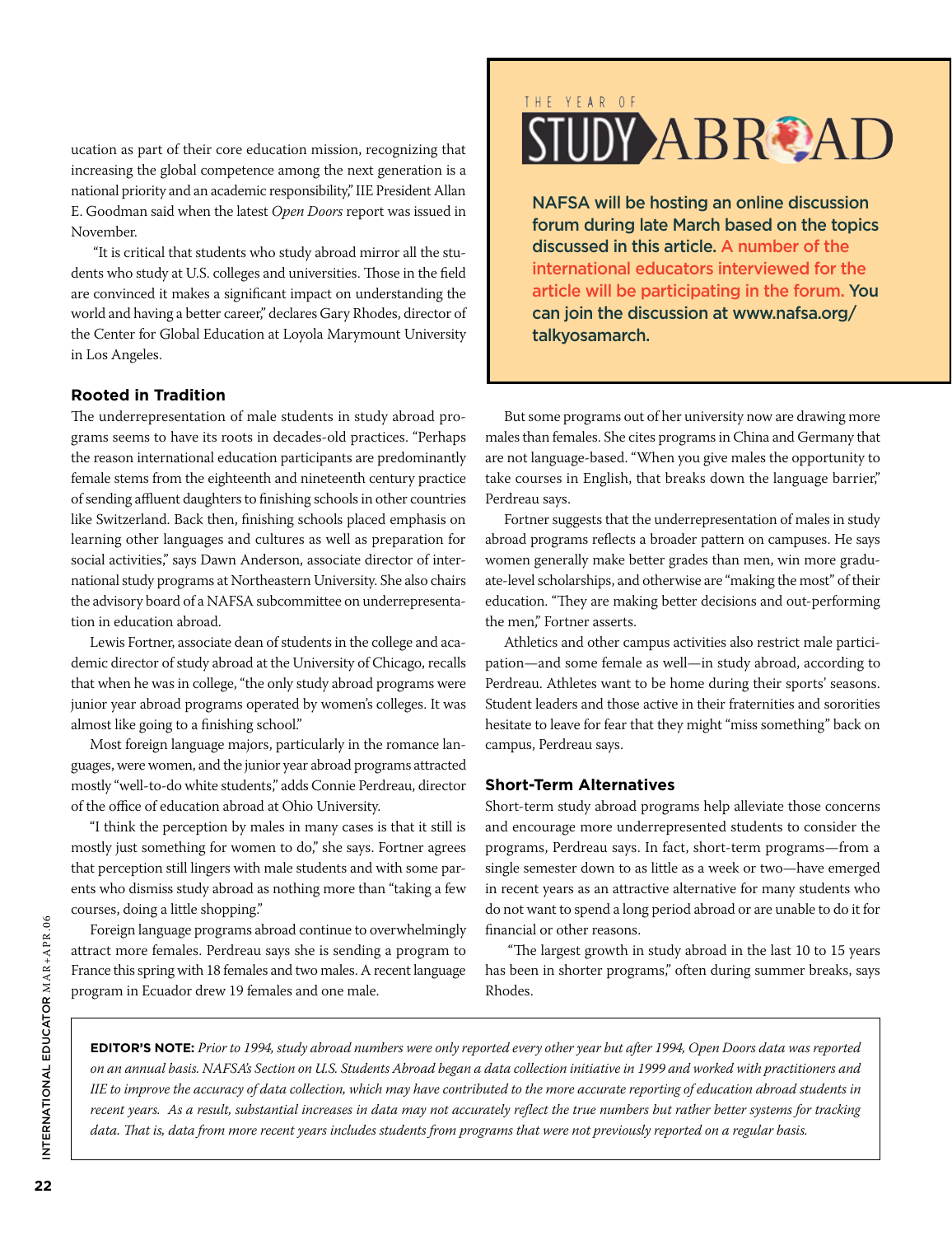ucation as part of their core education mission, recognizing that increasing the global competence among the next generation is a national priority and an academic responsibility," IIE President Allan E. Goodman said when the latest *Open Doors* report was issued in November.

"It is critical that students who study abroad mirror all the students who study at U.S. colleges and universities. Those in the field are convinced it makes a significant impact on understanding the world and having a better career," declares Gary Rhodes, director of the Center for Global Education at Loyola Marymount University in Los Angeles.

THE YEAR OF STUDY ABROAD

**NAFSA will be hosting an online discussion forum during late March based on the topics discussed in this article. A number of the international educators interviewed for the article will be participating in the forum. You can join the discussion at www.nafsa.org/talkyosamarch.**

### Rooted in Tradition

The underrepresentation of male students in study abroad programs seems to have its roots in decades-old practices. "Perhaps the reason international education participants are predominantly female stems from the eighteenth and nineteenth century practice of sending affluent daughters to finishing schools in other countries like Switzerland. Back then, finishing schools placed emphasis on learning other languages and cultures as well as preparation for social activities," says Dawn Anderson, associate director of international study programs at Northeastern University. She also chairs the advisory board of a NAFSA subcommittee on underrepresentation in education abroad.

Lewis Fortner, associate dean of students in the college and academic director of study abroad at the University of Chicago, recalls that when he was in college, "the only study abroad programs were junior year abroad programs operated by women's colleges. It was almost like going to a finishing school."

Most foreign language majors, particularly in the romance languages, were women, and the junior year abroad programs attracted mostly "well-to-do white students," adds Connie Perdreau, director of the office of education abroad at Ohio University.

"I think the perception by males in many cases is that it still is mostly just something for women to do," she says. Fortner agrees that perception still lingers with male students and with some parents who dismiss study abroad as nothing more than "taking a few courses, doing a little shopping."

Foreign language programs abroad continue to overwhelmingly attract more females. Perdreau says she is sending a program to France this spring with 18 females and two males. A recent language program in Ecuador drew 19 females and one male.

But some programs out of her university now are drawing more males than females. She cites programs in China and Germany that are not language-based. "When you give males the opportunity to take courses in English, that breaks down the language barrier," Perdreau says.

Fortner suggests that the underrepresentation of males in study abroad programs reflects a broader pattern on campuses. He says women generally make better grades than men, win more graduate-level scholarships, and otherwise are "making the most" of their education. "They are making better decisions and out-performing the men," Fortner asserts.

Athletics and other campus activities also restrict male participation—and some female as well—in study abroad, according to Perdreau. Athletes want to be home during their sports' seasons. Student leaders and those active in their fraternities and sororities hesitate to leave for fear that they might "miss something" back on campus, Perdreau says.

### Short-Term Alternatives

Short-term study abroad programs help alleviate those concerns and encourage more underrepresented students to consider the programs, Perdreau says. In fact, short-term programs—from a single semester down to as little as a week or two—have emerged in recent years as an attractive alternative for many students who do not want to spend a long period abroad or are unable to do it for financial or other reasons.

"The largest growth in study abroad in the last 10 to 15 years has been in shorter programs," often during summer breaks, says Rhodes.

**EDITOR'S NOTE:** *Prior to 1994, study abroad numbers were only reported every other year but after 1994, Open Doors data was reported on an annual basis. NAFSA's Section on U.S. Students Abroad began a data collection initiative in 1999 and worked with practitioners and IIE to improve the accuracy of data collection, which may have contributed to the more accurate reporting of education abroad students in recent years. As a result, substantial increases in data may not accurately reflect the true numbers but rather better systems for tracking data. That is, data from more recent years includes students from programs that were not previously reported on a regular basis.*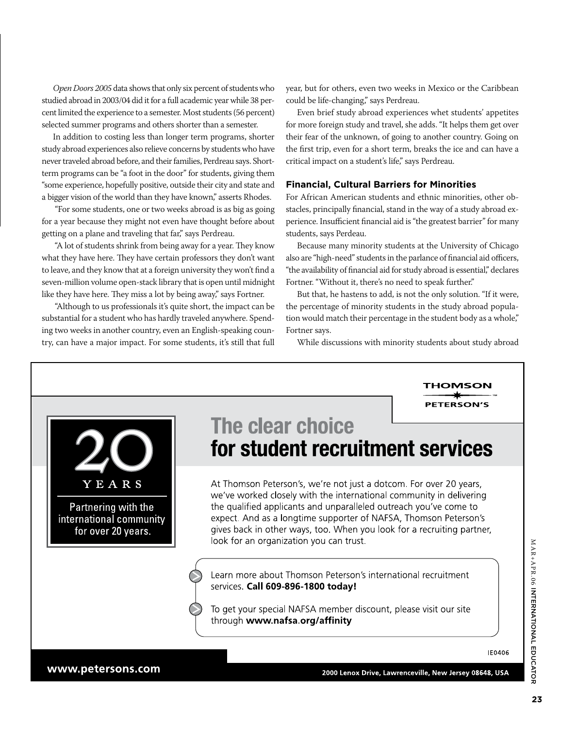*Open Doors 2005* data shows that only six percent of students who studied abroad in 2003/04 did it for a full academic year while 38 percent limited the experience to a semester. Most students (56 percent) selected summer programs and others shorter than a semester.

In addition to costing less than longer term programs, shorter study abroad experiences also relieve concerns by students who have never traveled abroad before, and their families, Perdreau says. Short-term programs can be "a foot in the door" for students, giving them "some experience, hopefully positive, outside their city and state and a bigger vision of the world than they have known," asserts Rhodes.

"For some students, one or two weeks abroad is as big as going for a year because they might not even have thought before about getting on a plane and traveling that far," says Perdreau.

"A lot of students shrink from being away for a year. They know what they have here. They have certain professors they don't want to leave, and they know that at a foreign university they won't find a seven-million volume open-stack library that is open until midnight like they have here. They miss a lot by being away," says Fortner.

"Although to us professionals it's quite short, the impact can be substantial for a student who has hardly traveled anywhere. Spending two weeks in another country, even an English-speaking country, can have a major impact. For some students, it's still that full year, but for others, even two weeks in Mexico or the Caribbean could be life-changing," says Perdreau.

Even brief study abroad experiences whet students' appetites for more foreign study and travel, she adds. "It helps them get over their fear of the unknown, of going to another country. Going on the first trip, even for a short term, breaks the ice and can have a critical impact on a student's life," says Perdreau.

### Financial, Cultural Barriers for Minorities

For African American students and ethnic minorities, other obstacles, principally financial, stand in the way of a study abroad experience. Insufficient financial aid is "the greatest barrier" for many students, says Perdeau.

Because many minority students at the University of Chicago also are "high-need" students in the parlance of financial aid officers, "the availability of financial aid for study abroad is essential," declares Fortner. "Without it, there's no need to speak further."

But that, he hastens to add, is not the only solution. "If it were, the percentage of minority students in the study abroad population would match their percentage in the student body as a whole," Fortner says.

While discussions with minority students about study abroad

---

THOMSON PETERSON'S

**20 YEARS**

Partnering with the international community for over 20 years.

## The clear choice for student recruitment services

At Thomson Peterson's, we're not just a dotcom. For over 20 years, we've worked closely with the international community in delivering the qualified applicants and unparalleled outreach you've come to expect. And as a longtime supporter of NAFSA, Thomson Peterson's gives back in other ways, too. When you look for a recruiting partner, look for an organization you can trust.

- Learn more about Thomson Peterson's international recruitment services. **Call 609-896-1800 today!**
- To get your special NAFSA member discount, please visit our site through **www.nafsa.org/affinity**

IE0406

**www.petersons.com**

**2000 Lenox Drive, Lawrenceville, New Jersey 08648, USA**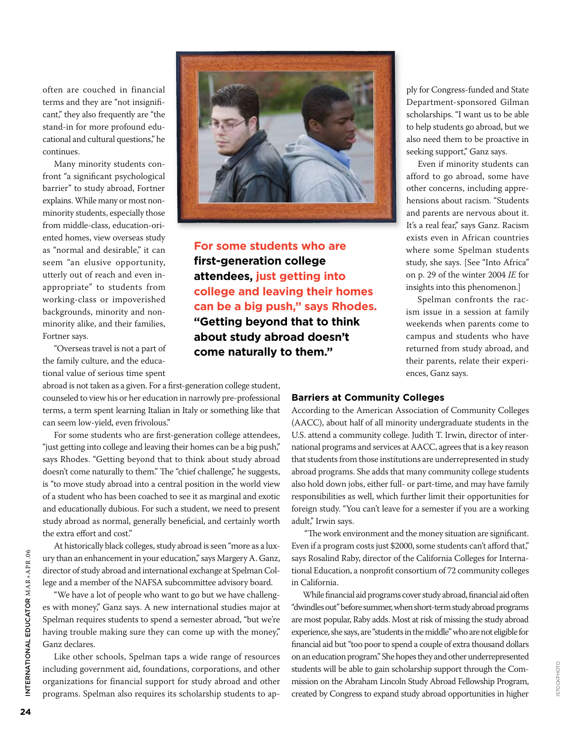often are couched in financial terms and they are "not insignificant," they also frequently are "the stand-in for more profound educational and cultural questions," he continues.

Many minority students confront "a significant psychological barrier" to study abroad, Fortner explains. While many or most nonminority students, especially those from middle-class, education-oriented homes, view overseas study as "normal and desirable," it can seem "an elusive opportunity, utterly out of reach and even inappropriate" to students from working-class or impoverished backgrounds, minority and nonminority alike, and their families, Fortner says.

"Overseas travel is not a part of the family culture, and the educational value of serious time spent abroad is not taken as a given. For a first-generation college student, counseled to view his or her education in narrowly pre-professional terms, a term spent learning Italian in Italy or something like that can seem low-yield, even frivolous."

**For some students who are first-generation college attendees, just getting into college and leaving their homes can be a big push," says Rhodes. "Getting beyond that to think about study abroad doesn't come naturally to them."**

For some students who are first-generation college attendees, "just getting into college and leaving their homes can be a big push," says Rhodes. "Getting beyond that to think about study abroad doesn't come naturally to them." The "chief challenge," he suggests, is "to move study abroad into a central position in the world view of a student who has been coached to see it as marginal and exotic and educationally dubious. For such a student, we need to present study abroad as normal, generally beneficial, and certainly worth the extra effort and cost."

At historically black colleges, study abroad is seen "more as a luxury than an enhancement in your education," says Margery A. Ganz, director of study abroad and international exchange at Spelman College and a member of the NAFSA subcommittee advisory board.

"We have a lot of people who want to go but we have challenges with money," Ganz says. A new international studies major at Spelman requires students to spend a semester abroad, "but we're having trouble making sure they can come up with the money," Ganz declares.

Like other schools, Spelman taps a wide range of resources including government aid, foundations, corporations, and other organizations for financial support for study abroad and other programs. Spelman also requires its scholarship students to apply for Congress-funded and State Department-sponsored Gilman scholarships. "I want us to be able to help students go abroad, but we also need them to be proactive in seeking support," Ganz says.

Even if minority students can afford to go abroad, some have other concerns, including apprehensions about racism. "Students and parents are nervous about it. It's a real fear," says Ganz. Racism exists even in African countries where some Spelman students study, she says. [See "Into Africa" on p. 29 of the winter 2004 *IE* for insights into this phenomenon.]

Spelman confronts the racism issue in a session at family weekends when parents come to campus and students who have returned from study abroad, and their parents, relate their experiences, Ganz says.

### Barriers at Community Colleges

According to the American Association of Community Colleges (AACC), about half of all minority undergraduate students in the U.S. attend a community college. Judith T. Irwin, director of international programs and services at AACC, agrees that is a key reason that students from those institutions are underrepresented in study abroad programs. She adds that many community college students also hold down jobs, either full- or part-time, and may have family responsibilities as well, which further limit their opportunities for foreign study. "You can't leave for a semester if you are a working adult," Irwin says.

"The work environment and the money situation are significant. Even if a program costs just $2000, some students can't afford that," says Rosalind Raby, director of the California Colleges for International Education, a nonprofit consortium of 72 community colleges in California.

While financial aid programs cover study abroad, financial aid often "dwindles out" before summer, when short-term study abroad programs are most popular, Raby adds. Most at risk of missing the study abroad experience, she says, are "students in the middle" who are not eligible for financial aid but "too poor to spend a couple of extra thousand dollars on an education program." She hopes they and other underrepresented students will be able to gain scholarship support through the Commission on the Abraham Lincoln Study Abroad Fellowship Program, created by Congress to expand study abroad opportunities in higher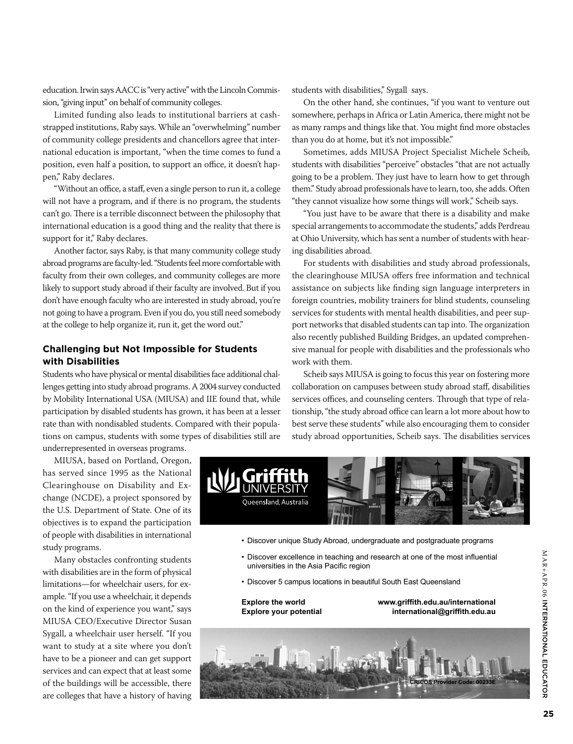education. Irwin says AACC is "very active" with the Lincoln Commission, "giving input" on behalf of community colleges.

Limited funding also leads to institutional barriers at cash-strapped institutions, Raby says. While an "overwhelming" number of community college presidents and chancellors agree that international education is important, "when the time comes to fund a position, even half a position, to support an office, it doesn't happen," Raby declares.

"Without an office, a staff, even a single person to run it, a college will not have a program, and if there is no program, the students can't go. There is a terrible disconnect between the philosophy that international education is a good thing and the reality that there is support for it," Raby declares.

Another factor, says Raby, is that many community college study abroad programs are faculty-led. "Students feel more comfortable with faculty from their own colleges, and community colleges are more likely to support study abroad if their faculty are involved. But if you don't have enough faculty who are interested in study abroad, you're not going to have a program. Even if you do, you still need somebody at the college to help organize it, run it, get the word out."

### Challenging but Not Impossible for Students with Disabilities

Students who have physical or mental disabilities face additional challenges getting into study abroad programs. A 2004 survey conducted by Mobility International USA (MIUSA) and IIE found that, while participation by disabled students has grown, it has been at a lesser rate than with nondisabled students. Compared with their populations on campus, students with some types of disabilities still are underrepresented in overseas programs.

MIUSA, based on Portland, Oregon, has served since 1995 as the National Clearinghouse on Disability and Exchange (NCDE), a project sponsored by the U.S. Department of State. One of its objectives is to expand the participation of people with disabilities in international study programs.

Many obstacles confronting students with disabilities are in the form of physical limitations—for wheelchair users, for example. "If you use a wheelchair, it depends on the kind of experience you want," says MIUSA CEO/Executive Director Susan Sygall, a wheelchair user herself. "If you want to study at a site where you don't have to be a pioneer and can get support services and can expect that at least some of the buildings will be accessible, there are colleges that have a history of having students with disabilities," Sygall says.

On the other hand, she continues, "if you want to venture out somewhere, perhaps in Africa or Latin America, there might not be as many ramps and things like that. You might find more obstacles than you do at home, but it's not impossible."

Sometimes, adds MIUSA Project Specialist Michele Scheib, students with disabilities "perceive" obstacles "that are not actually going to be a problem. They just have to learn how to get through them." Study abroad professionals have to learn, too, she adds. Often "they cannot visualize how some things will work," Scheib says.

"You just have to be aware that there is a disability and make special arrangements to accommodate the students," adds Perdreau at Ohio University, which has sent a number of students with hearing disabilities abroad.

For students with disabilities and study abroad professionals, the clearinghouse MIUSA offers free information and technical assistance on subjects like finding sign language interpreters in foreign countries, mobility trainers for blind students, counseling services for students with mental health disabilities, and peer support networks that disabled students can tap into. The organization also recently published Building Bridges, an updated comprehensive manual for people with disabilities and the professionals who work with them.

Scheib says MIUSA is going to focus this year on fostering more collaboration on campuses between study abroad staff, disabilities services offices, and counseling centers. Through that type of relationship, "the study abroad office can learn a lot more about how to best serve these students" while also encouraging them to consider study abroad opportunities, Scheib says. The disabilities services

**Griffith UNIVERSITY**
Queensland, Australia

- Discover unique Study Abroad, undergraduate and postgraduate programs
- Discover excellence in teaching and research at one of the most influential universities in the Asia Pacific region
- Discover 5 campus locations in beautiful South East Queensland

**Explore the world**
**Explore your potential**

**www.griffith.edu.au/international**
**international@griffith.edu.au**

**CRICOS Provider Code: 00233E**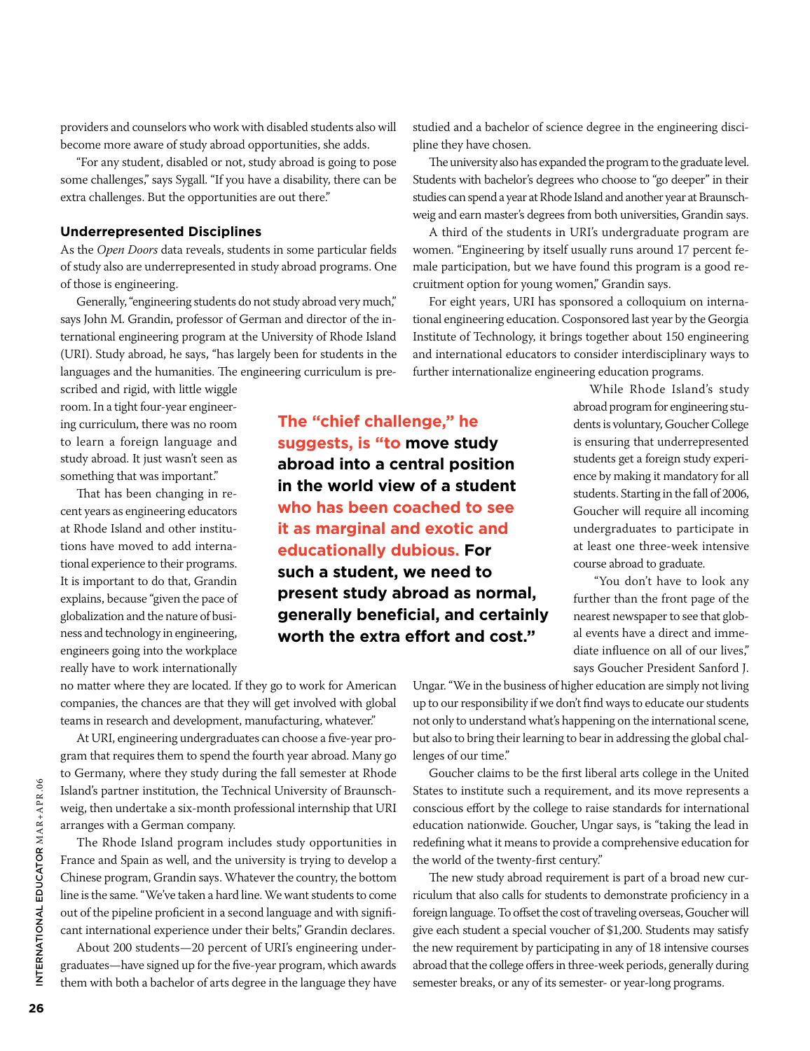providers and counselors who work with disabled students also will become more aware of study abroad opportunities, she adds.

"For any student, disabled or not, study abroad is going to pose some challenges," says Sygall. "If you have a disability, there can be extra challenges. But the opportunities are out there."

### Underrepresented Disciplines

As the *Open Doors* data reveals, students in some particular fields of study also are underrepresented in study abroad programs. One of those is engineering.

Generally, "engineering students do not study abroad very much," says John M. Grandin, professor of German and director of the international engineering program at the University of Rhode Island (URI). Study abroad, he says, "has largely been for students in the languages and the humanities. The engineering curriculum is prescribed and rigid, with little wiggle room. In a tight four-year engineering curriculum, there was no room to learn a foreign language and study abroad. It just wasn't seen as something that was important."

That has been changing in recent years as engineering educators at Rhode Island and other institutions have moved to add international experience to their programs. It is important to do that, Grandin explains, because "given the pace of globalization and the nature of business and technology in engineering, engineers going into the workplace really have to work internationally no matter where they are located. If they go to work for American companies, the chances are that they will get involved with global teams in research and development, manufacturing, whatever."

At URI, engineering undergraduates can choose a five-year program that requires them to spend the fourth year abroad. Many go to Germany, where they study during the fall semester at Rhode Island's partner institution, the Technical University of Braunschweig, then undertake a six-month professional internship that URI arranges with a German company.

The Rhode Island program includes study opportunities in France and Spain as well, and the university is trying to develop a Chinese program, Grandin says. Whatever the country, the bottom line is the same. "We've taken a hard line. We want students to come out of the pipeline proficient in a second language and with significant international experience under their belts," Grandin declares.

About 200 students—20 percent of URI's engineering undergraduates—have signed up for the five-year program, which awards them with both a bachelor of arts degree in the language they have studied and a bachelor of science degree in the engineering discipline they have chosen.

The university also has expanded the program to the graduate level. Students with bachelor's degrees who choose to "go deeper" in their studies can spend a year at Rhode Island and another year at Braunschweig and earn master's degrees from both universities, Grandin says.

A third of the students in URI's undergraduate program are women. "Engineering by itself usually runs around 17 percent female participation, but we have found this program is a good recruitment option for young women," Grandin says.

For eight years, URI has sponsored a colloquium on international engineering education. Cosponsored last year by the Georgia Institute of Technology, it brings together about 150 engineering and international educators to consider interdisciplinary ways to further internationalize engineering education programs.

**The "chief challenge," he suggests, is "to move study abroad into a central position in the world view of a student who has been coached to see it as marginal and exotic and educationally dubious. For such a student, we need to present study abroad as normal, generally beneficial, and certainly worth the extra effort and cost."**

While Rhode Island's study abroad program for engineering students is voluntary, Goucher College is ensuring that underrepresented students get a foreign study experience by making it mandatory for all students. Starting in the fall of 2006, Goucher will require all incoming undergraduates to participate in at least one three-week intensive course abroad to graduate.

"You don't have to look any further than the front page of the nearest newspaper to see that global events have a direct and immediate influence on all of our lives," says Goucher President Sanford J. Ungar. "We in the business of higher education are simply not living up to our responsibility if we don't find ways to educate our students not only to understand what's happening on the international scene, but also to bring their learning to bear in addressing the global challenges of our time."

Goucher claims to be the first liberal arts college in the United States to institute such a requirement, and its move represents a conscious effort by the college to raise standards for international education nationwide. Goucher, Ungar says, is "taking the lead in redefining what it means to provide a comprehensive education for the world of the twenty-first century."

The new study abroad requirement is part of a broad new curriculum that also calls for students to demonstrate proficiency in a foreign language. To offset the cost of traveling overseas, Goucher will give each student a special voucher of $1,200. Students may satisfy the new requirement by participating in any of 18 intensive courses abroad that the college offers in three-week periods, generally during semester breaks, or any of its semester- or year-long programs.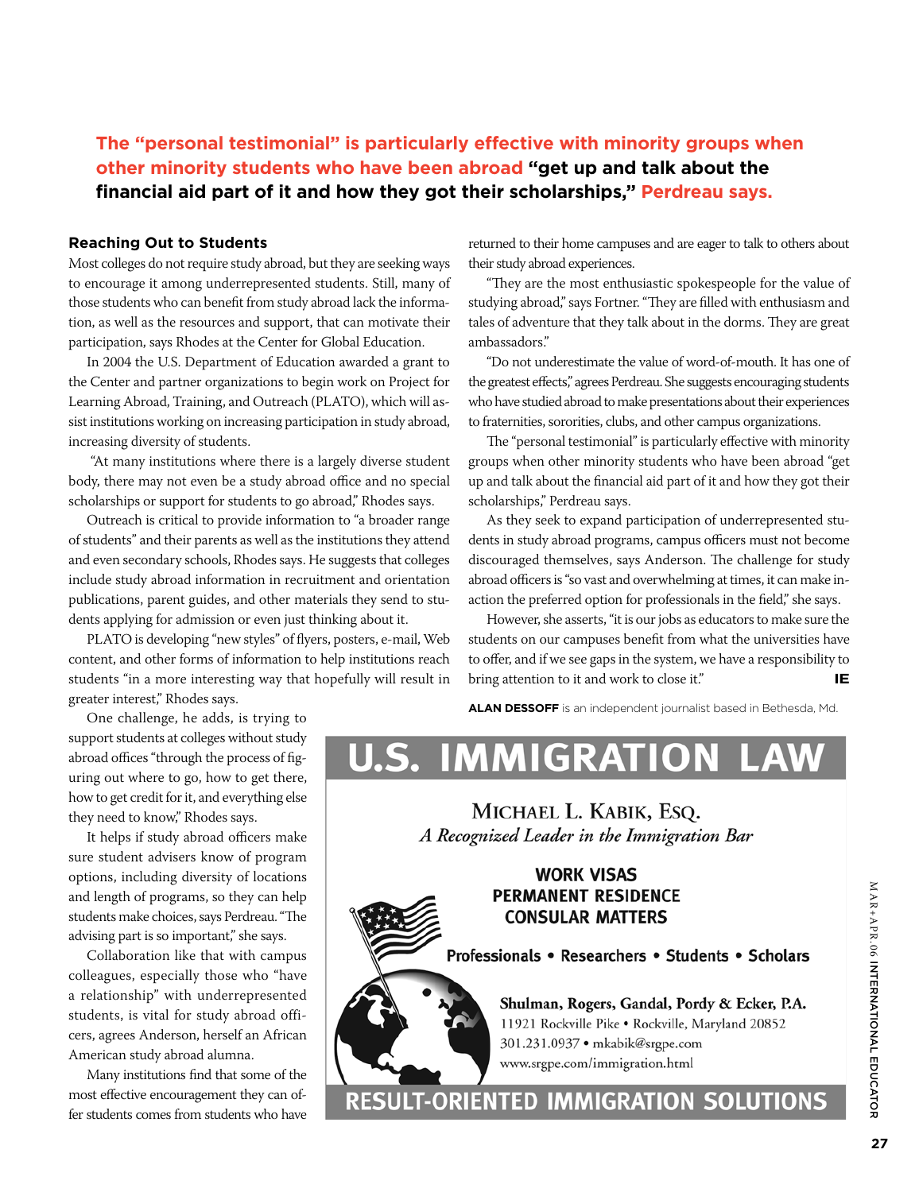**The "personal testimonial" is particularly effective with minority groups when other minority students who have been abroad "get up and talk about the financial aid part of it and how they got their scholarships," Perdreau says.**

### Reaching Out to Students

Most colleges do not require study abroad, but they are seeking ways to encourage it among underrepresented students. Still, many of those students who can benefit from study abroad lack the information, as well as the resources and support, that can motivate their participation, says Rhodes at the Center for Global Education.

In 2004 the U.S. Department of Education awarded a grant to the Center and partner organizations to begin work on Project for Learning Abroad, Training, and Outreach (PLATO), which will assist institutions working on increasing participation in study abroad, increasing diversity of students.

"At many institutions where there is a largely diverse student body, there may not even be a study abroad office and no special scholarships or support for students to go abroad," Rhodes says.

Outreach is critical to provide information to "a broader range of students" and their parents as well as the institutions they attend and even secondary schools, Rhodes says. He suggests that colleges include study abroad information in recruitment and orientation publications, parent guides, and other materials they send to students applying for admission or even just thinking about it.

PLATO is developing "new styles" of flyers, posters, e-mail, Web content, and other forms of information to help institutions reach students "in a more interesting way that hopefully will result in greater interest," Rhodes says.

One challenge, he adds, is trying to support students at colleges without study abroad offices "through the process of figuring out where to go, how to get there, how to get credit for it, and everything else they need to know," Rhodes says.

It helps if study abroad officers make sure student advisers know of program options, including diversity of locations and length of programs, so they can help students make choices, says Perdreau. "The advising part is so important," she says.

Collaboration like that with campus colleagues, especially those who "have a relationship" with underrepresented students, is vital for study abroad officers, agrees Anderson, herself an African American study abroad alumna.

Many institutions find that some of the most effective encouragement they can offer students comes from students who have returned to their home campuses and are eager to talk to others about their study abroad experiences.

"They are the most enthusiastic spokespeople for the value of studying abroad," says Fortner. "They are filled with enthusiasm and tales of adventure that they talk about in the dorms. They are great ambassadors."

"Do not underestimate the value of word-of-mouth. It has one of the greatest effects," agrees Perdreau. She suggests encouraging students who have studied abroad to make presentations about their experiences to fraternities, sororities, clubs, and other campus organizations.

The "personal testimonial" is particularly effective with minority groups when other minority students who have been abroad "get up and talk about the financial aid part of it and how they got their scholarships," Perdreau says.

As they seek to expand participation of underrepresented students in study abroad programs, campus officers must not become discouraged themselves, says Anderson. The challenge for study abroad officers is "so vast and overwhelming at times, it can make inaction the preferred option for professionals in the field," she says.

However, she asserts, "it is our jobs as educators to make sure the students on our campuses benefit from what the universities have to offer, and if we see gaps in the system, we have a responsibility to bring attention to it and work to close it." **IE**

**ALAN DESSOFF** is an independent journalist based in Bethesda, Md.

---

**U.S. IMMIGRATION LAW**

MICHAEL L. KABIK, ESQ.
*A Recognized Leader in the Immigration Bar*

**WORK VISAS**
**PERMANENT RESIDENCE**
**CONSULAR MATTERS**

**Professionals • Researchers • Students • Scholars**

**Shulman, Rogers, Gandal, Pordy & Ecker, P.A.**
11921 Rockville Pike • Rockville, Maryland 20852
301.231.0937 • mkabik@srgpe.com
www.srgpe.com/immigration.html

**RESULT-ORIENTED IMMIGRATION SOLUTIONS**